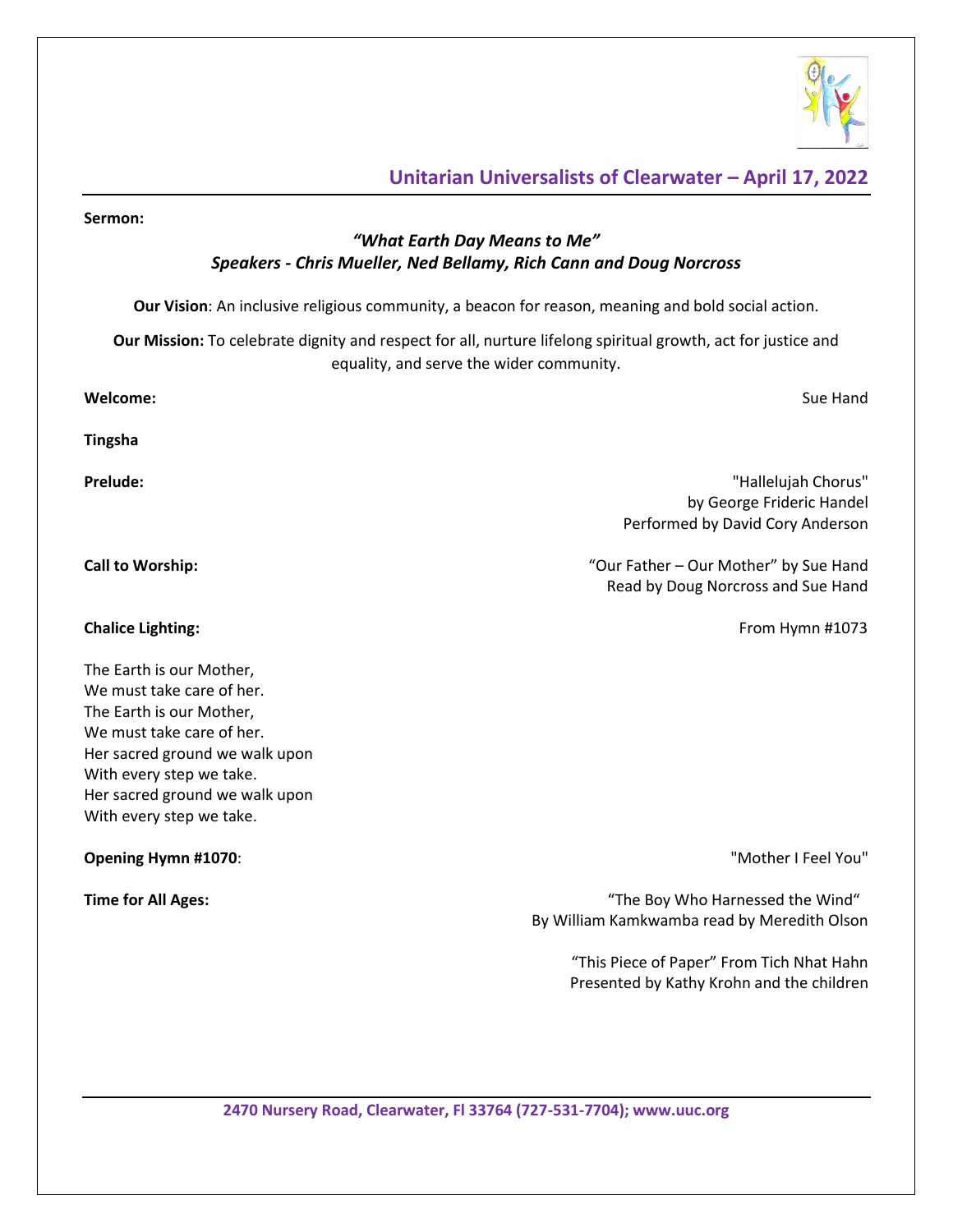## Unitarian Universalists of Clearwater – April 17, 2022

**Sermon:**

*"What Earth Day Means to Me"*
*Speakers - Chris Mueller, Ned Bellamy, Rich Cann and Doug Norcross*

**Our Vision**: An inclusive religious community, a beacon for reason, meaning and bold social action.

**Our Mission:** To celebrate dignity and respect for all, nurture lifelong spiritual growth, act for justice and equality, and serve the wider community.

**Welcome:** Sue Hand

**Tingsha**

**Prelude:** "Hallelujah Chorus"
by George Frideric Handel
Performed by David Cory Anderson

**Call to Worship:** "Our Father – Our Mother" by Sue Hand
Read by Doug Norcross and Sue Hand

**Chalice Lighting:** From Hymn #1073

The Earth is our Mother,
We must take care of her.
The Earth is our Mother,
We must take care of her.
Her sacred ground we walk upon
With every step we take.
Her sacred ground we walk upon
With every step we take.

**Opening Hymn #1070**: "Mother I Feel You"

**Time for All Ages:** "The Boy Who Harnessed the Wind"
By William Kamkwamba read by Meredith Olson

"This Piece of Paper" From Tich Nhat Hahn
Presented by Kathy Krohn and the children

2470 Nursery Road, Clearwater, Fl 33764 (727-531-7704); www.uuc.org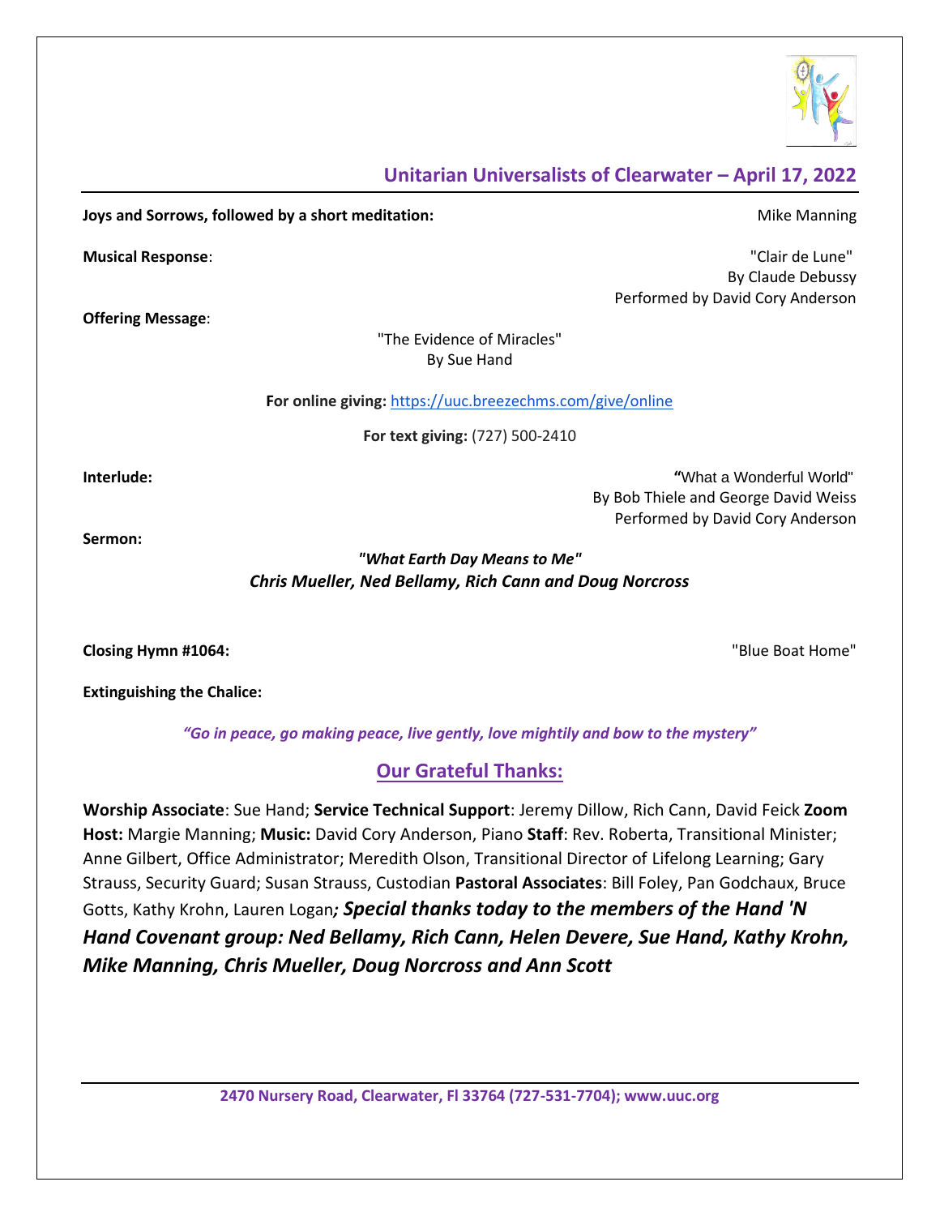## Unitarian Universalists of Clearwater – April 17, 2022

**Joys and Sorrows, followed by a short meditation:** Mike Manning

**Musical Response**: "Clair de Lune"
By Claude Debussy
Performed by David Cory Anderson

**Offering Message**:

"The Evidence of Miracles"
By Sue Hand

**For online giving:** https://uuc.breezechms.com/give/online

**For text giving:** (727) 500-2410

**Interlude:** "What a Wonderful World"
By Bob Thiele and George David Weiss
Performed by David Cory Anderson

**Sermon:**

***"What Earth Day Means to Me"***
***Chris Mueller, Ned Bellamy, Rich Cann and Doug Norcross***

**Closing Hymn #1064:** "Blue Boat Home"

**Extinguishing the Chalice:**

***"Go in peace, go making peace, live gently, love mightily and bow to the mystery"***

## Our Grateful Thanks:

**Worship Associate**: Sue Hand; **Service Technical Support**: Jeremy Dillow, Rich Cann, David Feick **Zoom Host:** Margie Manning; **Music:** David Cory Anderson, Piano **Staff**: Rev. Roberta, Transitional Minister; Anne Gilbert, Office Administrator; Meredith Olson, Transitional Director of Lifelong Learning; Gary Strauss, Security Guard; Susan Strauss, Custodian **Pastoral Associates**: Bill Foley, Pan Godchaux, Bruce Gotts, Kathy Krohn, Lauren Logan***; Special thanks today to the members of the Hand 'N Hand Covenant group: Ned Bellamy, Rich Cann, Helen Devere, Sue Hand, Kathy Krohn, Mike Manning, Chris Mueller, Doug Norcross and Ann Scott***

**2470 Nursery Road, Clearwater, Fl 33764 (727-531-7704); www.uuc.org**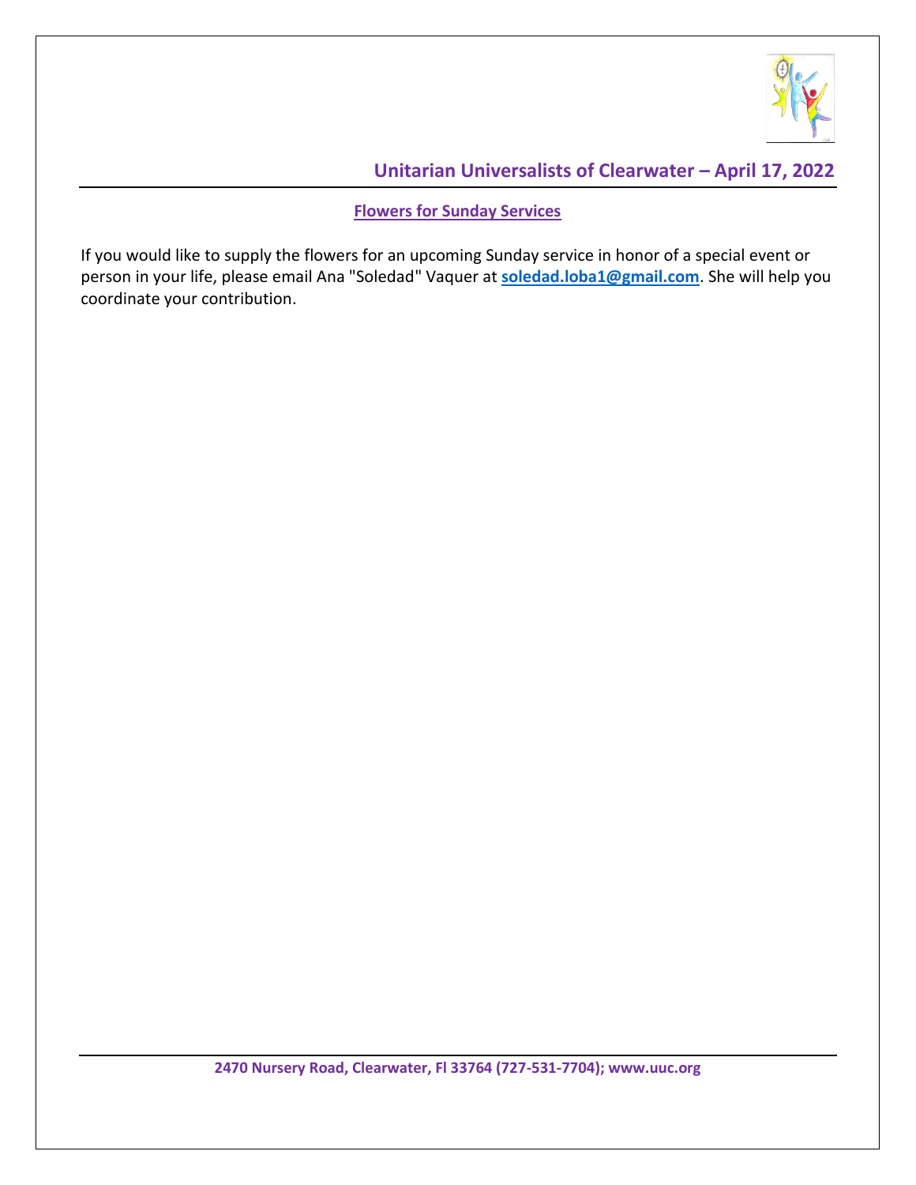## Flowers for Sunday Services

If you would like to supply the flowers for an upcoming Sunday service in honor of a special event or person in your life, please email Ana "Soledad" Vaquer at **soledad.loba1@gmail.com**. She will help you coordinate your contribution.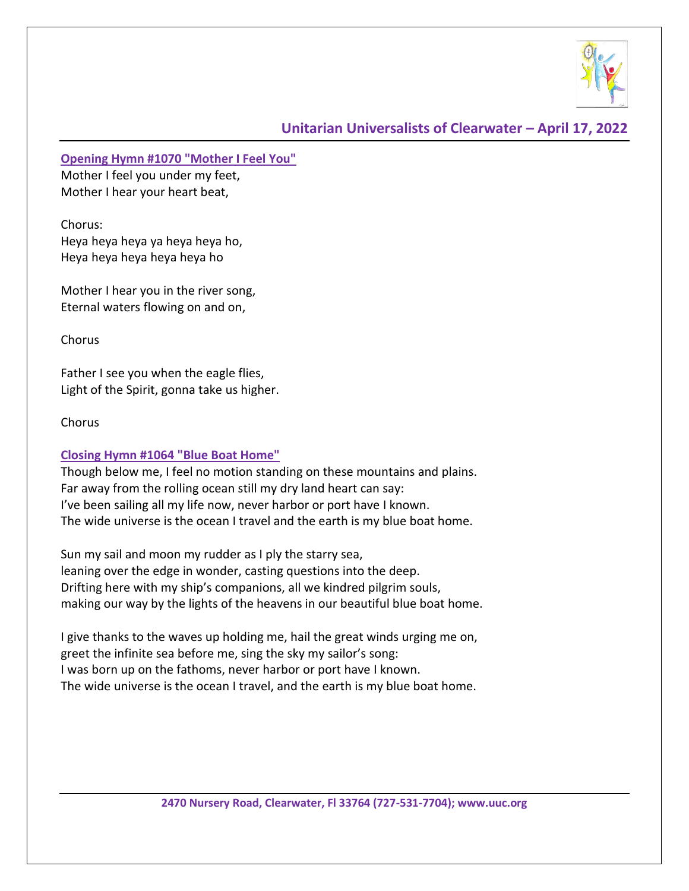### Opening Hymn #1070 "Mother I Feel You"

Mother I feel you under my feet,
Mother I hear your heart beat,

Chorus:
Heya heya heya ya heya heya ho,
Heya heya heya heya heya ho

Mother I hear you in the river song,
Eternal waters flowing on and on,

Chorus

Father I see you when the eagle flies,
Light of the Spirit, gonna take us higher.

Chorus

### Closing Hymn #1064 "Blue Boat Home"

Though below me, I feel no motion standing on these mountains and plains.
Far away from the rolling ocean still my dry land heart can say:
I've been sailing all my life now, never harbor or port have I known.
The wide universe is the ocean I travel and the earth is my blue boat home.

Sun my sail and moon my rudder as I ply the starry sea,
leaning over the edge in wonder, casting questions into the deep.
Drifting here with my ship's companions, all we kindred pilgrim souls,
making our way by the lights of the heavens in our beautiful blue boat home.

I give thanks to the waves up holding me, hail the great winds urging me on,
greet the infinite sea before me, sing the sky my sailor's song:
I was born up on the fathoms, never harbor or port have I known.
The wide universe is the ocean I travel, and the earth is my blue boat home.